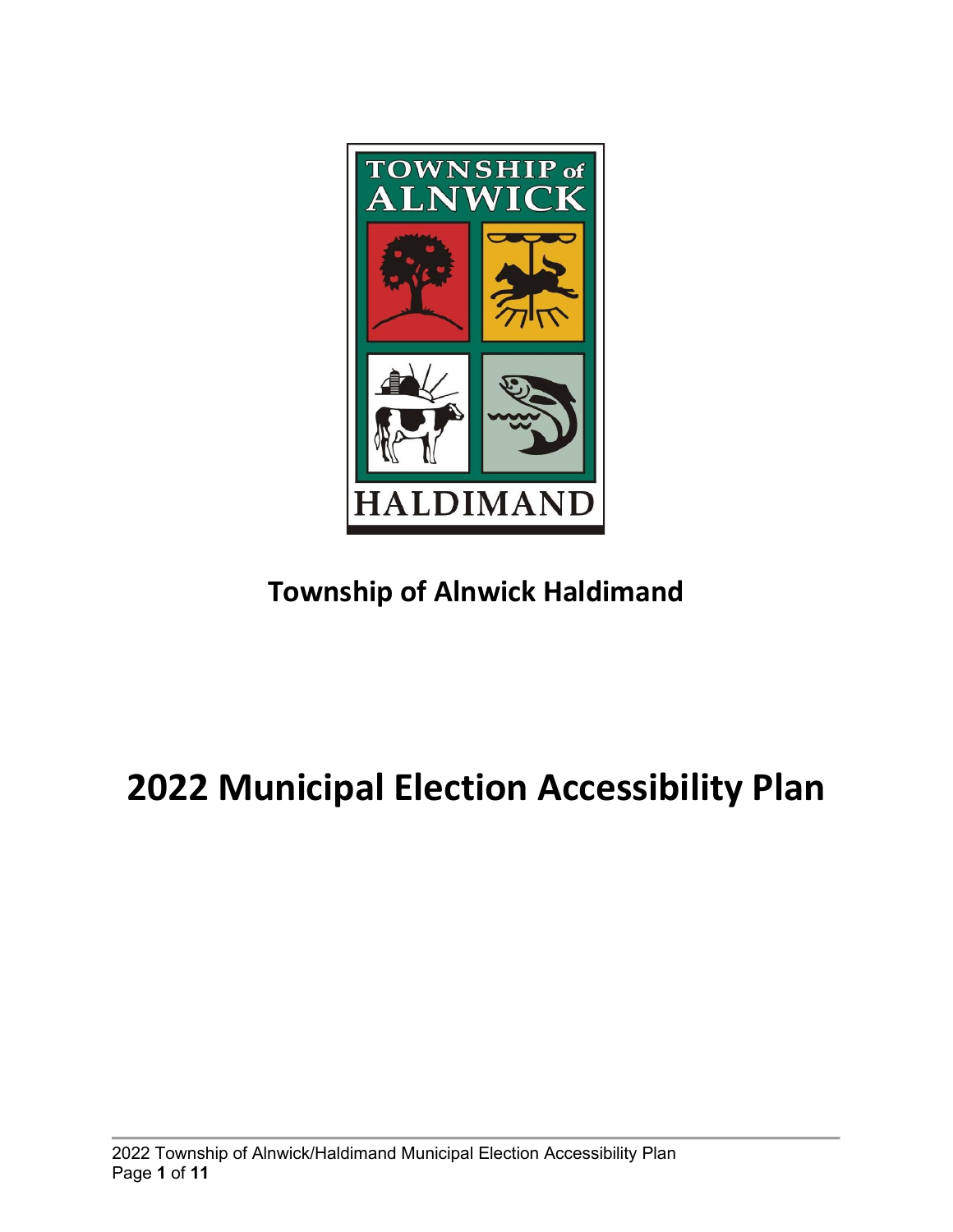**Township of Alnwick Haldimand**

# 2022 Municipal Election Accessibility Plan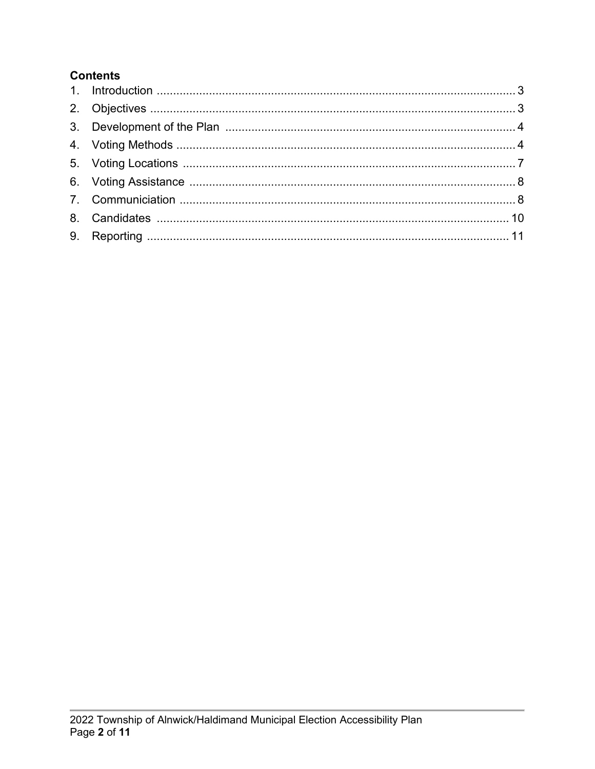**Contents**

1. Introduction ........................................................................................................ 3
2. Objectives .......................................................................................................... 3
3. Development of the Plan .................................................................................... 4
4. Voting Methods ................................................................................................... 4
5. Voting Locations ................................................................................................. 7
6. Voting Assistance ............................................................................................... 8
7. Communiciation .................................................................................................. 8
8. Candidates ........................................................................................................ 10
9. Reporting .......................................................................................................... 11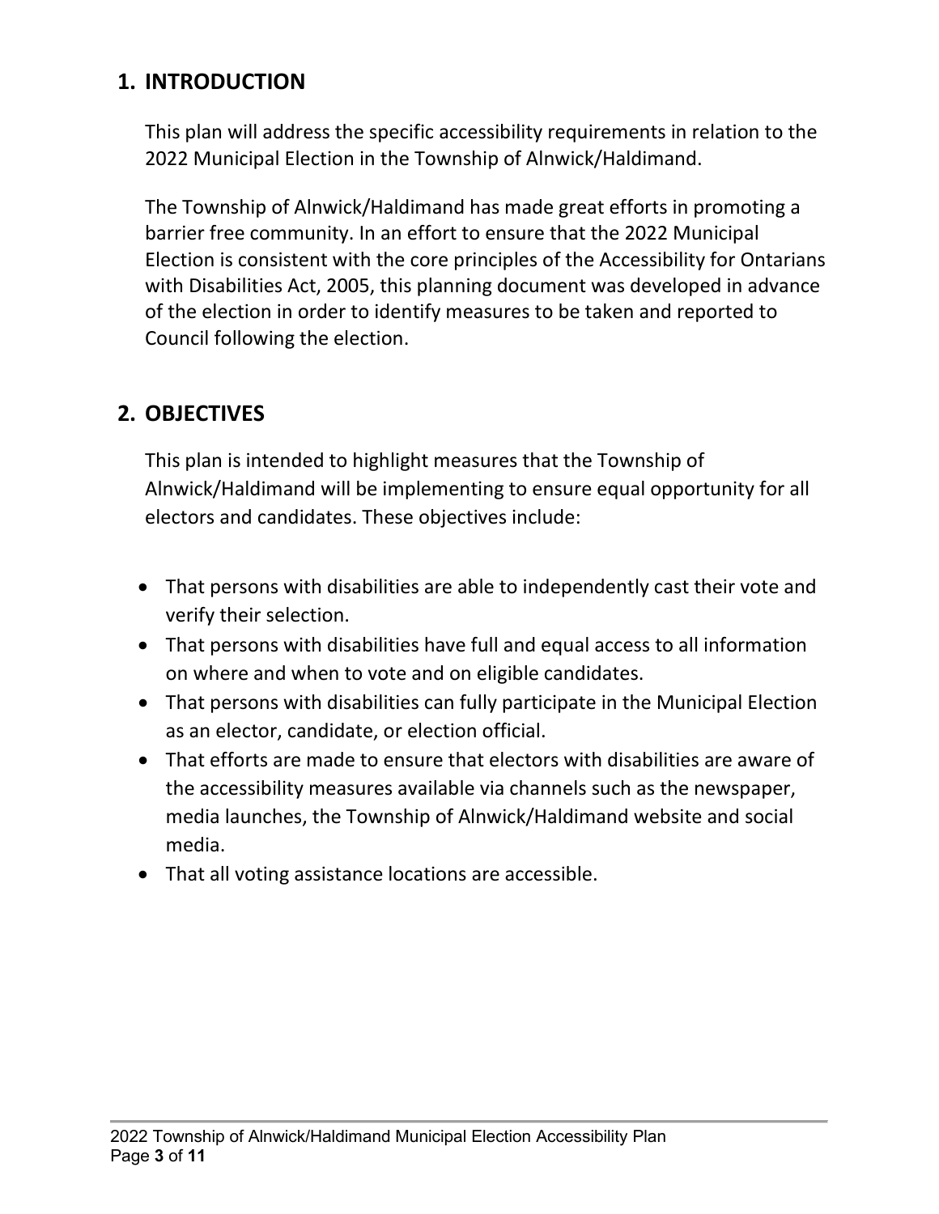## 1. INTRODUCTION

This plan will address the specific accessibility requirements in relation to the 2022 Municipal Election in the Township of Alnwick/Haldimand.

The Township of Alnwick/Haldimand has made great efforts in promoting a barrier free community. In an effort to ensure that the 2022 Municipal Election is consistent with the core principles of the Accessibility for Ontarians with Disabilities Act, 2005, this planning document was developed in advance of the election in order to identify measures to be taken and reported to Council following the election.

## 2. OBJECTIVES

This plan is intended to highlight measures that the Township of Alnwick/Haldimand will be implementing to ensure equal opportunity for all electors and candidates. These objectives include:

- That persons with disabilities are able to independently cast their vote and verify their selection.
- That persons with disabilities have full and equal access to all information on where and when to vote and on eligible candidates.
- That persons with disabilities can fully participate in the Municipal Election as an elector, candidate, or election official.
- That efforts are made to ensure that electors with disabilities are aware of the accessibility measures available via channels such as the newspaper, media launches, the Township of Alnwick/Haldimand website and social media.
- That all voting assistance locations are accessible.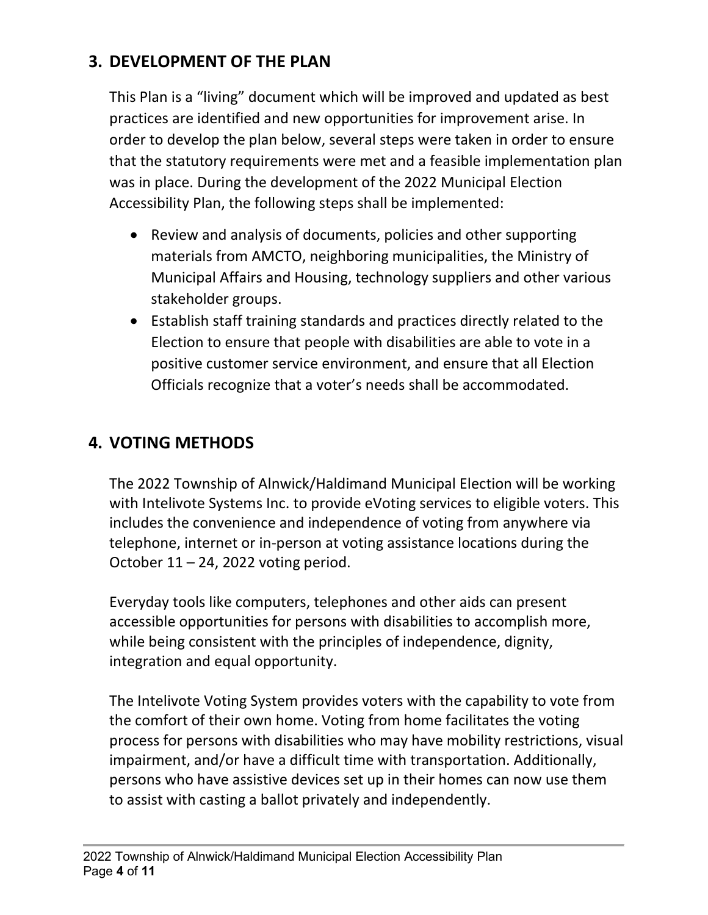## 3. DEVELOPMENT OF THE PLAN

This Plan is a "living" document which will be improved and updated as best practices are identified and new opportunities for improvement arise. In order to develop the plan below, several steps were taken in order to ensure that the statutory requirements were met and a feasible implementation plan was in place. During the development of the 2022 Municipal Election Accessibility Plan, the following steps shall be implemented:

- Review and analysis of documents, policies and other supporting materials from AMCTO, neighboring municipalities, the Ministry of Municipal Affairs and Housing, technology suppliers and other various stakeholder groups.
- Establish staff training standards and practices directly related to the Election to ensure that people with disabilities are able to vote in a positive customer service environment, and ensure that all Election Officials recognize that a voter's needs shall be accommodated.

## 4. VOTING METHODS

The 2022 Township of Alnwick/Haldimand Municipal Election will be working with Intelivote Systems Inc. to provide eVoting services to eligible voters. This includes the convenience and independence of voting from anywhere via telephone, internet or in-person at voting assistance locations during the October 11 – 24, 2022 voting period.

Everyday tools like computers, telephones and other aids can present accessible opportunities for persons with disabilities to accomplish more, while being consistent with the principles of independence, dignity, integration and equal opportunity.

The Intelivote Voting System provides voters with the capability to vote from the comfort of their own home. Voting from home facilitates the voting process for persons with disabilities who may have mobility restrictions, visual impairment, and/or have a difficult time with transportation. Additionally, persons who have assistive devices set up in their homes can now use them to assist with casting a ballot privately and independently.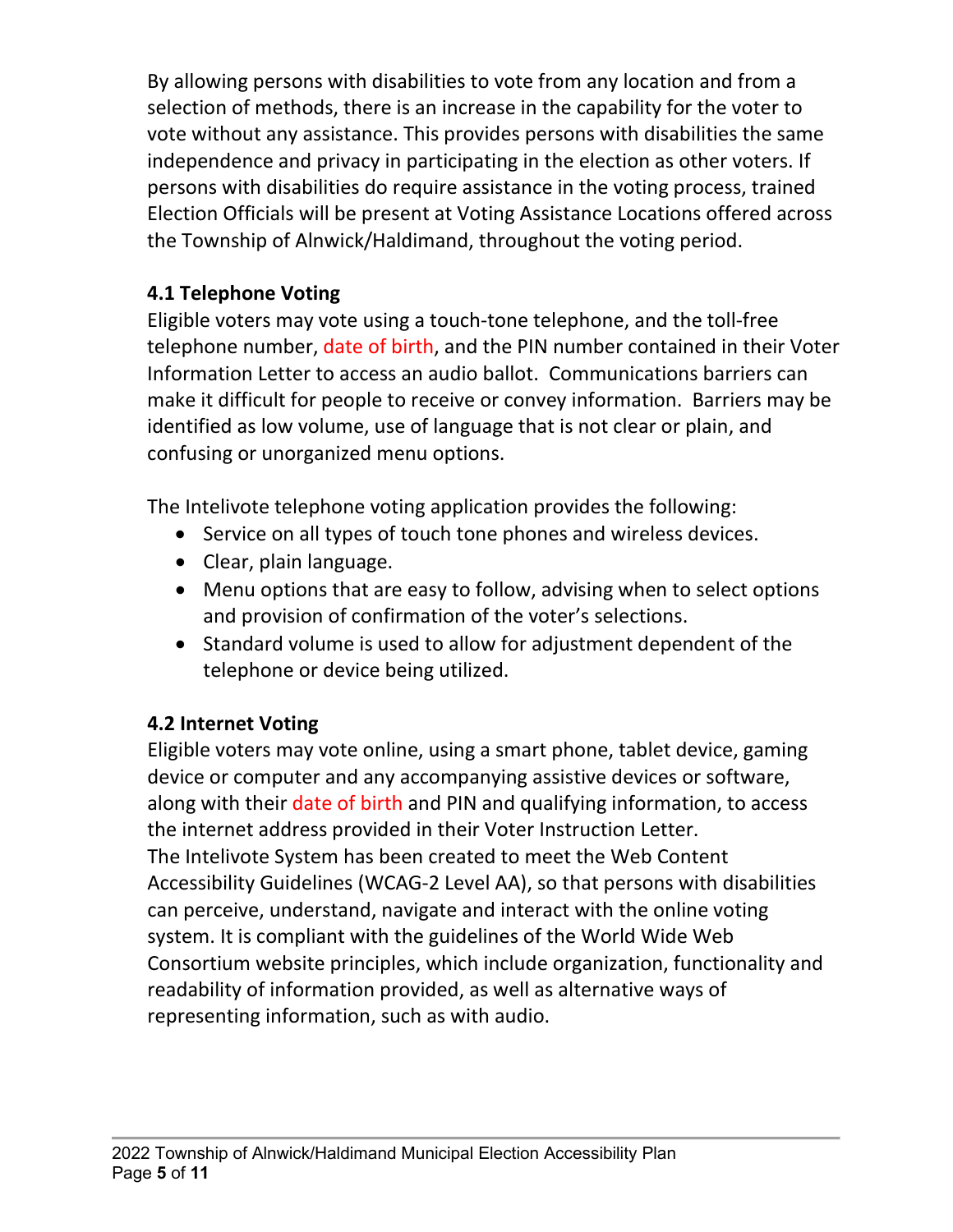By allowing persons with disabilities to vote from any location and from a selection of methods, there is an increase in the capability for the voter to vote without any assistance. This provides persons with disabilities the same independence and privacy in participating in the election as other voters. If persons with disabilities do require assistance in the voting process, trained Election Officials will be present at Voting Assistance Locations offered across the Township of Alnwick/Haldimand, throughout the voting period.

### 4.1 Telephone Voting

Eligible voters may vote using a touch-tone telephone, and the toll-free telephone number, date of birth, and the PIN number contained in their Voter Information Letter to access an audio ballot. Communications barriers can make it difficult for people to receive or convey information. Barriers may be identified as low volume, use of language that is not clear or plain, and confusing or unorganized menu options.

The Intelivote telephone voting application provides the following:

- Service on all types of touch tone phones and wireless devices.
- Clear, plain language.
- Menu options that are easy to follow, advising when to select options and provision of confirmation of the voter's selections.
- Standard volume is used to allow for adjustment dependent of the telephone or device being utilized.

### 4.2 Internet Voting

Eligible voters may vote online, using a smart phone, tablet device, gaming device or computer and any accompanying assistive devices or software, along with their date of birth and PIN and qualifying information, to access the internet address provided in their Voter Instruction Letter.
The Intelivote System has been created to meet the Web Content Accessibility Guidelines (WCAG-2 Level AA), so that persons with disabilities can perceive, understand, navigate and interact with the online voting system. It is compliant with the guidelines of the World Wide Web Consortium website principles, which include organization, functionality and readability of information provided, as well as alternative ways of representing information, such as with audio.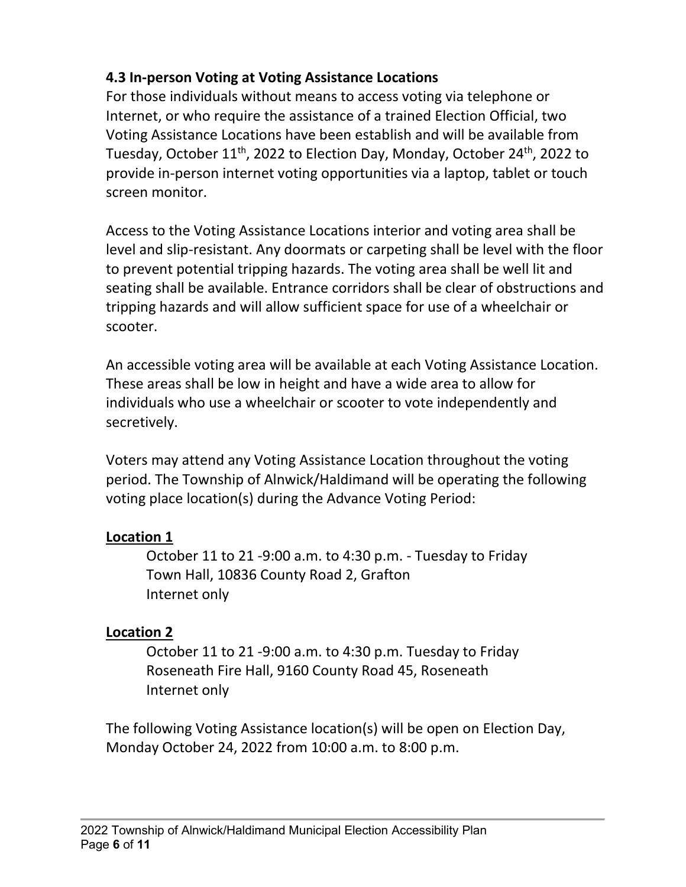### 4.3 In-person Voting at Voting Assistance Locations

For those individuals without means to access voting via telephone or Internet, or who require the assistance of a trained Election Official, two Voting Assistance Locations have been establish and will be available from Tuesday, October 11th, 2022 to Election Day, Monday, October 24th, 2022 to provide in-person internet voting opportunities via a laptop, tablet or touch screen monitor.

Access to the Voting Assistance Locations interior and voting area shall be level and slip-resistant. Any doormats or carpeting shall be level with the floor to prevent potential tripping hazards. The voting area shall be well lit and seating shall be available. Entrance corridors shall be clear of obstructions and tripping hazards and will allow sufficient space for use of a wheelchair or scooter.

An accessible voting area will be available at each Voting Assistance Location. These areas shall be low in height and have a wide area to allow for individuals who use a wheelchair or scooter to vote independently and secretively.

Voters may attend any Voting Assistance Location throughout the voting period. The Township of Alnwick/Haldimand will be operating the following voting place location(s) during the Advance Voting Period:

**Location 1**

October 11 to 21 -9:00 a.m. to 4:30 p.m. - Tuesday to Friday
Town Hall, 10836 County Road 2, Grafton
Internet only

**Location 2**

October 11 to 21 -9:00 a.m. to 4:30 p.m. Tuesday to Friday
Roseneath Fire Hall, 9160 County Road 45, Roseneath
Internet only

The following Voting Assistance location(s) will be open on Election Day, Monday October 24, 2022 from 10:00 a.m. to 8:00 p.m.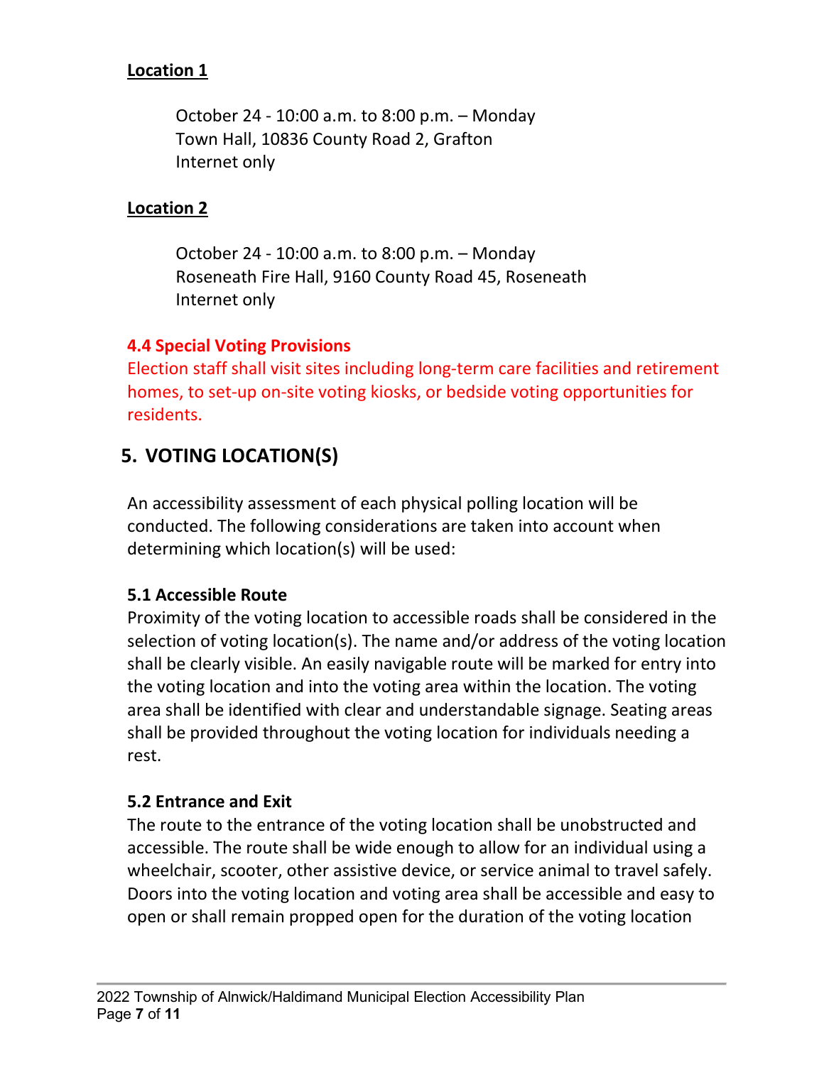**Location 1**

October 24 - 10:00 a.m. to 8:00 p.m. – Monday
Town Hall, 10836 County Road 2, Grafton
Internet only

**Location 2**

October 24 - 10:00 a.m. to 8:00 p.m. – Monday
Roseneath Fire Hall, 9160 County Road 45, Roseneath
Internet only

### 4.4 Special Voting Provisions

Election staff shall visit sites including long-term care facilities and retirement homes, to set-up on-site voting kiosks, or bedside voting opportunities for residents.

## 5. VOTING LOCATION(S)

An accessibility assessment of each physical polling location will be conducted. The following considerations are taken into account when determining which location(s) will be used:

### 5.1 Accessible Route

Proximity of the voting location to accessible roads shall be considered in the selection of voting location(s). The name and/or address of the voting location shall be clearly visible. An easily navigable route will be marked for entry into the voting location and into the voting area within the location. The voting area shall be identified with clear and understandable signage. Seating areas shall be provided throughout the voting location for individuals needing a rest.

### 5.2 Entrance and Exit

The route to the entrance of the voting location shall be unobstructed and accessible. The route shall be wide enough to allow for an individual using a wheelchair, scooter, other assistive device, or service animal to travel safely. Doors into the voting location and voting area shall be accessible and easy to open or shall remain propped open for the duration of the voting location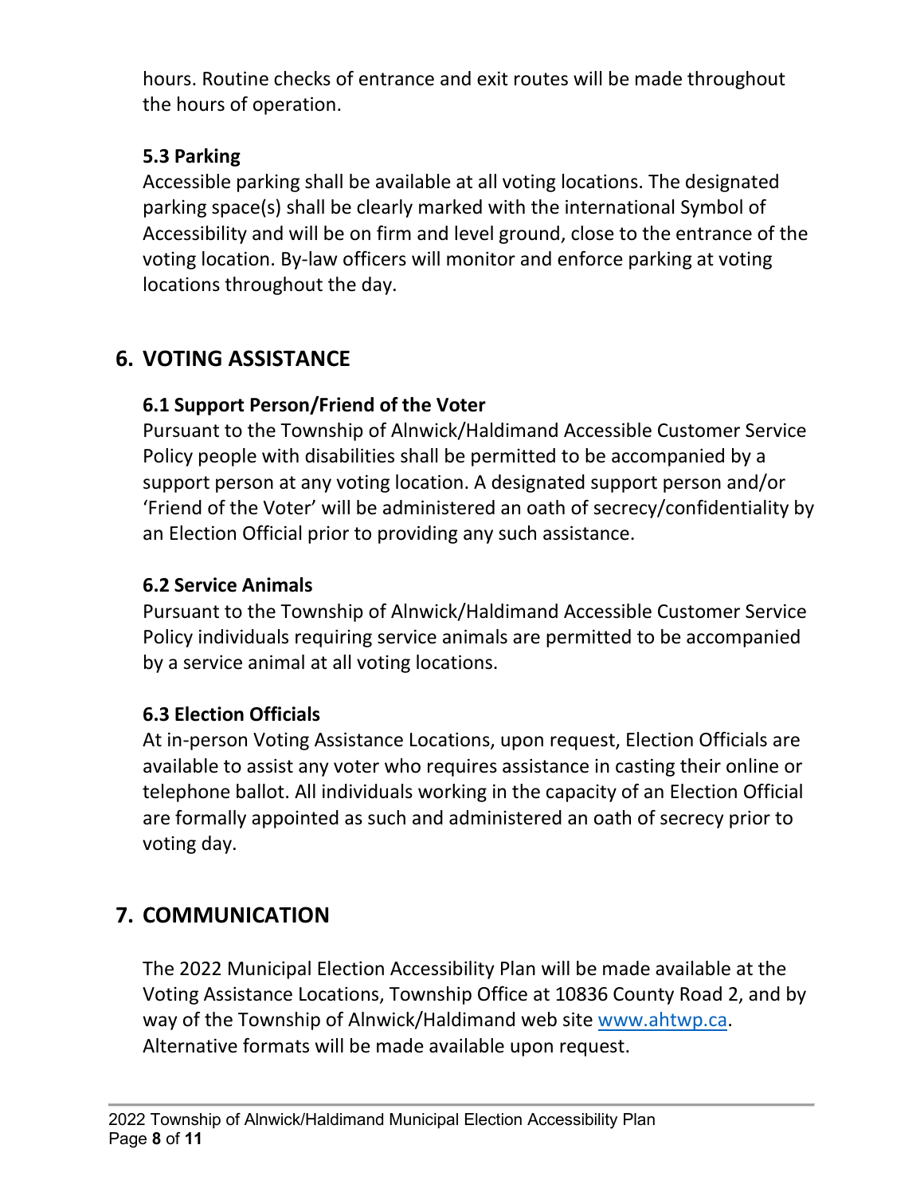hours. Routine checks of entrance and exit routes will be made throughout the hours of operation.

### 5.3 Parking

Accessible parking shall be available at all voting locations. The designated parking space(s) shall be clearly marked with the international Symbol of Accessibility and will be on firm and level ground, close to the entrance of the voting location. By-law officers will monitor and enforce parking at voting locations throughout the day.

## 6. VOTING ASSISTANCE

### 6.1 Support Person/Friend of the Voter

Pursuant to the Township of Alnwick/Haldimand Accessible Customer Service Policy people with disabilities shall be permitted to be accompanied by a support person at any voting location. A designated support person and/or 'Friend of the Voter' will be administered an oath of secrecy/confidentiality by an Election Official prior to providing any such assistance.

### 6.2 Service Animals

Pursuant to the Township of Alnwick/Haldimand Accessible Customer Service Policy individuals requiring service animals are permitted to be accompanied by a service animal at all voting locations.

### 6.3 Election Officials

At in-person Voting Assistance Locations, upon request, Election Officials are available to assist any voter who requires assistance in casting their online or telephone ballot. All individuals working in the capacity of an Election Official are formally appointed as such and administered an oath of secrecy prior to voting day.

## 7. COMMUNICATION

The 2022 Municipal Election Accessibility Plan will be made available at the Voting Assistance Locations, Township Office at 10836 County Road 2, and by way of the Township of Alnwick/Haldimand web site [www.ahtwp.ca](http://www.ahtwp.ca). Alternative formats will be made available upon request.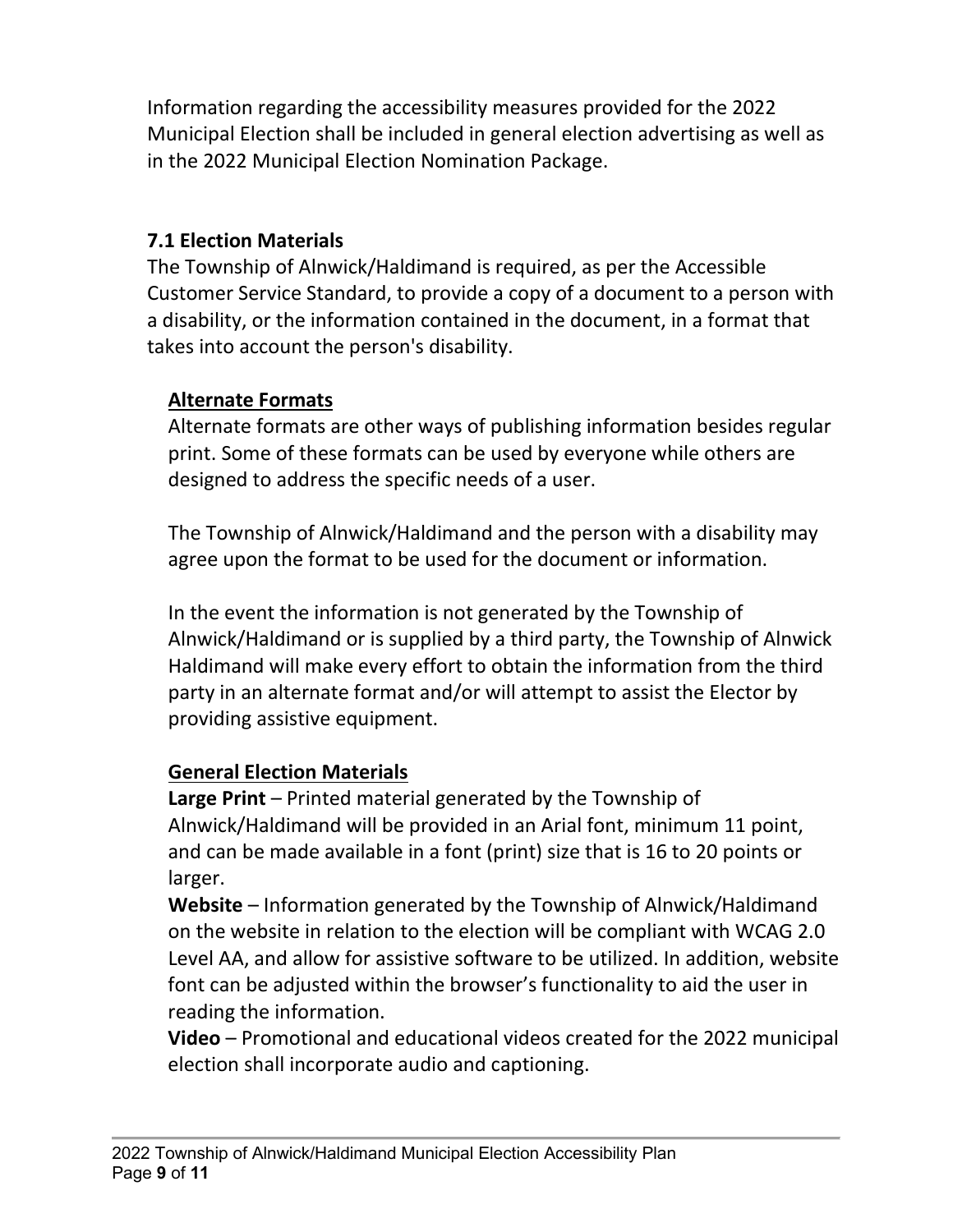Information regarding the accessibility measures provided for the 2022 Municipal Election shall be included in general election advertising as well as in the 2022 Municipal Election Nomination Package.

### 7.1 Election Materials

The Township of Alnwick/Haldimand is required, as per the Accessible Customer Service Standard, to provide a copy of a document to a person with a disability, or the information contained in the document, in a format that takes into account the person's disability.

**Alternate Formats**

Alternate formats are other ways of publishing information besides regular print. Some of these formats can be used by everyone while others are designed to address the specific needs of a user.

The Township of Alnwick/Haldimand and the person with a disability may agree upon the format to be used for the document or information.

In the event the information is not generated by the Township of Alnwick/Haldimand or is supplied by a third party, the Township of Alnwick Haldimand will make every effort to obtain the information from the third party in an alternate format and/or will attempt to assist the Elector by providing assistive equipment.

**General Election Materials**

**Large Print** – Printed material generated by the Township of Alnwick/Haldimand will be provided in an Arial font, minimum 11 point, and can be made available in a font (print) size that is 16 to 20 points or larger.

**Website** – Information generated by the Township of Alnwick/Haldimand on the website in relation to the election will be compliant with WCAG 2.0 Level AA, and allow for assistive software to be utilized. In addition, website font can be adjusted within the browser's functionality to aid the user in reading the information.

**Video** – Promotional and educational videos created for the 2022 municipal election shall incorporate audio and captioning.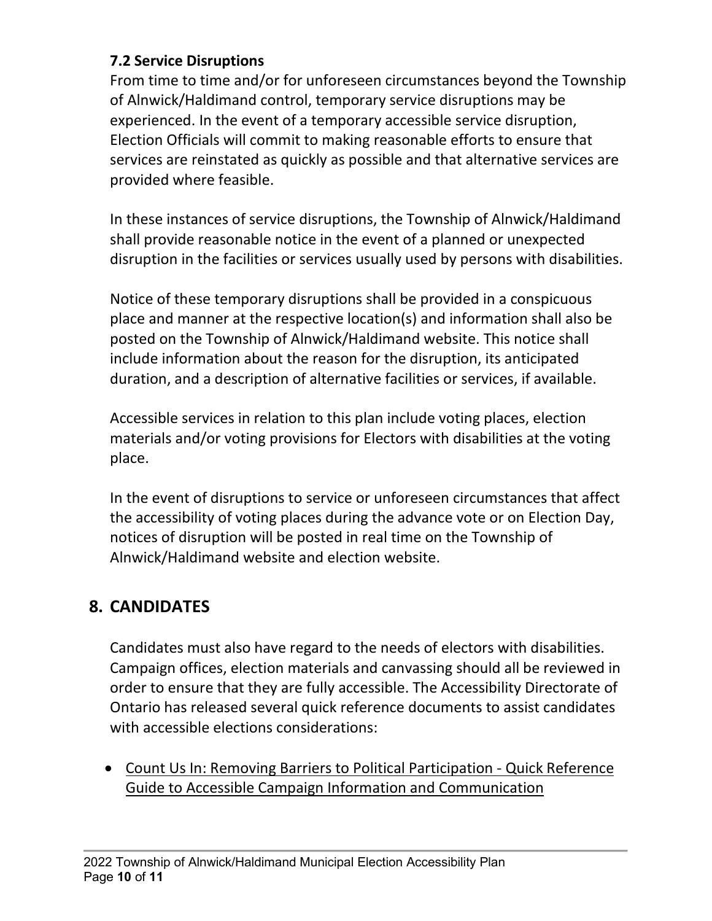### 7.2 Service Disruptions

From time to time and/or for unforeseen circumstances beyond the Township of Alnwick/Haldimand control, temporary service disruptions may be experienced. In the event of a temporary accessible service disruption, Election Officials will commit to making reasonable efforts to ensure that services are reinstated as quickly as possible and that alternative services are provided where feasible.

In these instances of service disruptions, the Township of Alnwick/Haldimand shall provide reasonable notice in the event of a planned or unexpected disruption in the facilities or services usually used by persons with disabilities.

Notice of these temporary disruptions shall be provided in a conspicuous place and manner at the respective location(s) and information shall also be posted on the Township of Alnwick/Haldimand website. This notice shall include information about the reason for the disruption, its anticipated duration, and a description of alternative facilities or services, if available.

Accessible services in relation to this plan include voting places, election materials and/or voting provisions for Electors with disabilities at the voting place.

In the event of disruptions to service or unforeseen circumstances that affect the accessibility of voting places during the advance vote or on Election Day, notices of disruption will be posted in real time on the Township of Alnwick/Haldimand website and election website.

## 8. CANDIDATES

Candidates must also have regard to the needs of electors with disabilities. Campaign offices, election materials and canvassing should all be reviewed in order to ensure that they are fully accessible. The Accessibility Directorate of Ontario has released several quick reference documents to assist candidates with accessible elections considerations:

- Count Us In: Removing Barriers to Political Participation - Quick Reference Guide to Accessible Campaign Information and Communication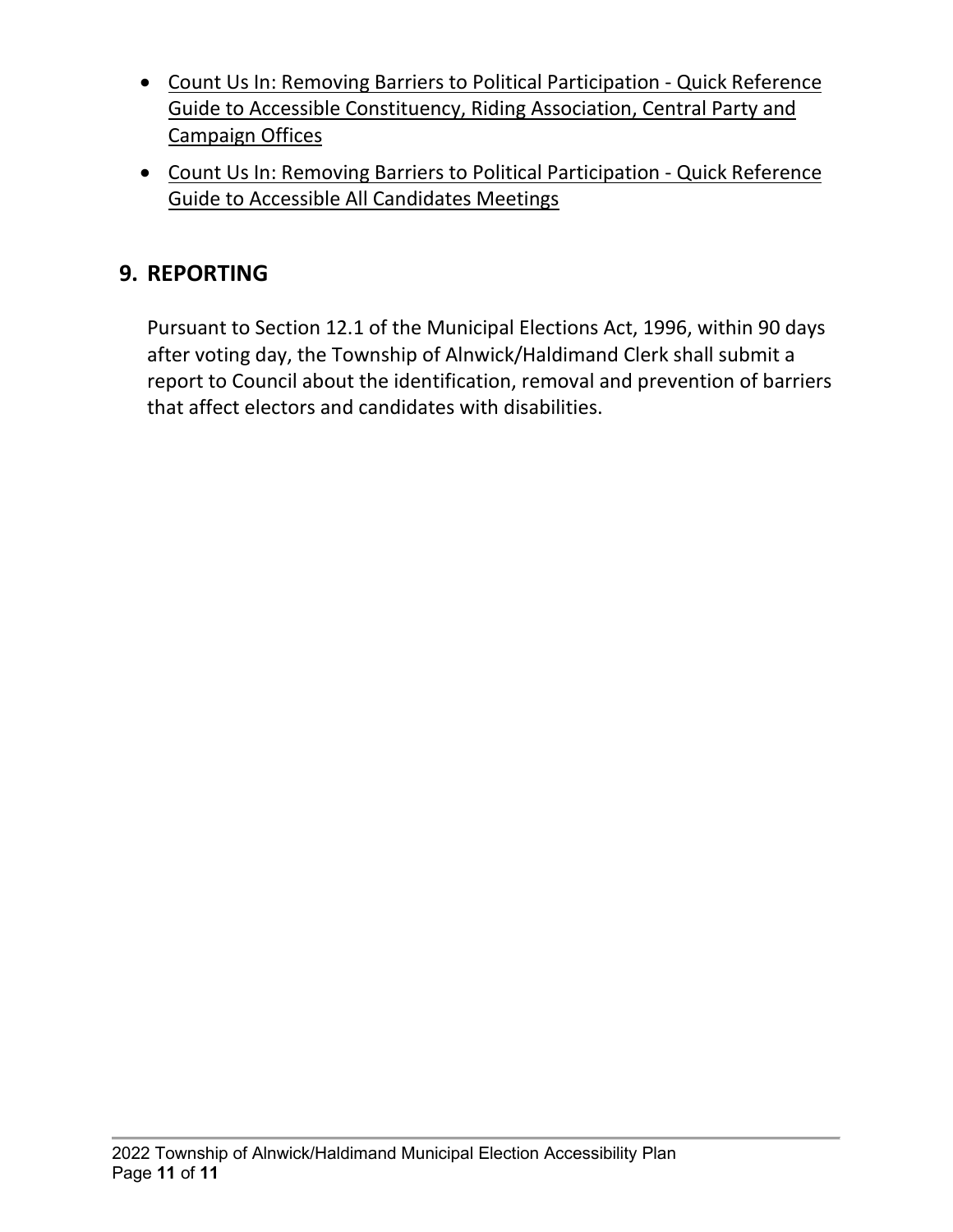- Count Us In: Removing Barriers to Political Participation - Quick Reference Guide to Accessible Constituency, Riding Association, Central Party and Campaign Offices
- Count Us In: Removing Barriers to Political Participation - Quick Reference Guide to Accessible All Candidates Meetings

## 9. REPORTING

Pursuant to Section 12.1 of the Municipal Elections Act, 1996, within 90 days after voting day, the Township of Alnwick/Haldimand Clerk shall submit a report to Council about the identification, removal and prevention of barriers that affect electors and candidates with disabilities.